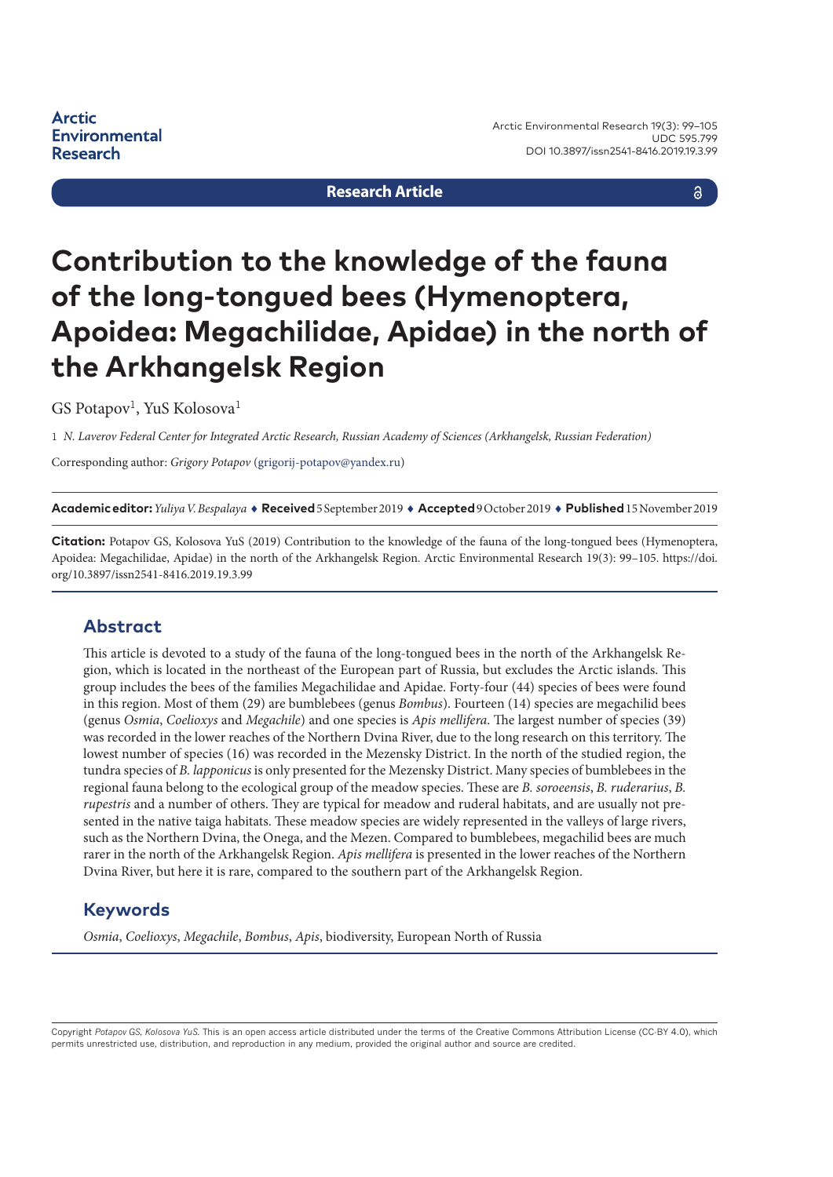Research Article

# Contribution to the knowledge of the fauna of the long-tongued bees (Hymenoptera, Apoidea: Megachilidae, Apidae) in the north of the Arkhangelsk Region

GS Potapov[1], YuS Kolosova[1]

1 *N. Laverov Federal Center for Integrated Arctic Research, Russian Academy of Sciences (Arkhangelsk, Russian Federation)*

Corresponding author: *Grigory Potapov* (grigorij-potapov@yandex.ru)

**Academic editor:** *Yuliya V. Bespalaya* ♦ **Received** 5 September 2019 ♦ **Accepted** 9 October 2019 ♦ **Published** 15 November 2019

**Citation:** Potapov GS, Kolosova YuS (2019) Contribution to the knowledge of the fauna of the long-tongued bees (Hymenoptera, Apoidea: Megachilidae, Apidae) in the north of the Arkhangelsk Region. Arctic Environmental Research 19(3): 99–105. https://doi.org/10.3897/issn2541-8416.2019.19.3.99

## Abstract

This article is devoted to a study of the fauna of the long-tongued bees in the north of the Arkhangelsk Region, which is located in the northeast of the European part of Russia, but excludes the Arctic islands. This group includes the bees of the families Megachilidae and Apidae. Forty-four (44) species of bees were found in this region. Most of them (29) are bumblebees (genus *Bombus*). Fourteen (14) species are megachilid bees (genus *Osmia*, *Coelioxys* and *Megachile*) and one species is *Apis mellifera*. The largest number of species (39) was recorded in the lower reaches of the Northern Dvina River, due to the long research on this territory. The lowest number of species (16) was recorded in the Mezensky District. In the north of the studied region, the tundra species of *B. lapponicus* is only presented for the Mezensky District. Many species of bumblebees in the regional fauna belong to the ecological group of the meadow species. These are *B. soroeensis*, *B. ruderarius*, *B. rupestris* and a number of others. They are typical for meadow and ruderal habitats, and are usually not presented in the native taiga habitats. These meadow species are widely represented in the valleys of large rivers, such as the Northern Dvina, the Onega, and the Mezen. Compared to bumblebees, megachilid bees are much rarer in the north of the Arkhangelsk Region. *Apis mellifera* is presented in the lower reaches of the Northern Dvina River, but here it is rare, compared to the southern part of the Arkhangelsk Region.

## Keywords

*Osmia*, *Coelioxys*, *Megachile*, *Bombus*, *Apis*, biodiversity, European North of Russia

Copyright *Potapov GS, Kolosova YuS.* This is an open access article distributed under the terms of the Creative Commons Attribution License (CC-BY 4.0), which permits unrestricted use, distribution, and reproduction in any medium, provided the original author and source are credited.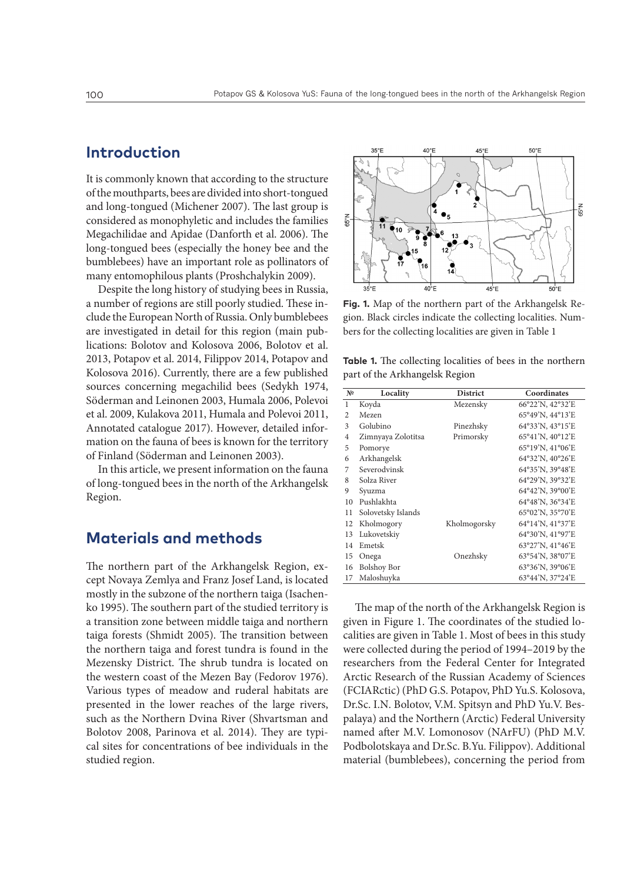## Introduction

It is commonly known that according to the structure of the mouthparts, bees are divided into short-tongued and long-tongued (Michener 2007). The last group is considered as monophyletic and includes the families Megachilidae and Apidae (Danforth et al. 2006). The long-tongued bees (especially the honey bee and the bumblebees) have an important role as pollinators of many entomophilous plants (Proshchalykin 2009).

Despite the long history of studying bees in Russia, a number of regions are still poorly studied. These include the European North of Russia. Only bumblebees are investigated in detail for this region (main publications: Bolotov and Kolosova 2006, Bolotov et al. 2013, Potapov et al. 2014, Filippov 2014, Potapov and Kolosova 2016). Currently, there are a few published sources concerning megachilid bees (Sedykh 1974, Söderman and Leinonen 2003, Humala 2006, Polevoi et al. 2009, Kulakova 2011, Humala and Polevoi 2011, Annotated catalogue 2017). However, detailed information on the fauna of bees is known for the territory of Finland (Söderman and Leinonen 2003).

In this article, we present information on the fauna of long-tongued bees in the north of the Arkhangelsk Region.

## Materials and methods

The northern part of the Arkhangelsk Region, except Novaya Zemlya and Franz Josef Land, is located mostly in the subzone of the northern taiga (Isachenko 1995). The southern part of the studied territory is a transition zone between middle taiga and northern taiga forests (Shmidt 2005). The transition between the northern taiga and forest tundra is found in the Mezensky District. The shrub tundra is located on the western coast of the Mezen Bay (Fedorov 1976). Various types of meadow and ruderal habitats are presented in the lower reaches of the large rivers, such as the Northern Dvina River (Shvartsman and Bolotov 2008, Parinova et al. 2014). They are typical sites for concentrations of bee individuals in the studied region.

**Fig. 1.** Map of the northern part of the Arkhangelsk Region. Black circles indicate the collecting localities. Numbers for the collecting localities are given in Table 1

**Table 1.** The collecting localities of bees in the northern part of the Arkhangelsk Region

| № | Locality | District | Coordinates |
|---|---|---|---|
| 1 | Koyda | Mezensky | 66°22'N, 42°32'E |
| 2 | Mezen | | 65°49'N, 44°13'E |
| 3 | Golubino | Pinezhsky | 64°33'N, 43°15'E |
| 4 | Zimnyaya Zolotitsa | Primorsky | 65°41'N, 40°12'E |
| 5 | Pomorye | | 65°19'N, 41°06'E |
| 6 | Arkhangelsk | | 64°32'N, 40°26'E |
| 7 | Severodvinsk | | 64°35'N, 39°48'E |
| 8 | Solza River | | 64°29'N, 39°32'E |
| 9 | Syuzma | | 64°42'N, 39°00'E |
| 10 | Pushlakhta | | 64°48'N, 36°34'E |
| 11 | Solovetsky Islands | | 65°02'N, 35°70'E |
| 12 | Kholmogory | Kholmogorsky | 64°14'N, 41°37'E |
| 13 | Lukovetskiy | | 64°30'N, 41°97'E |
| 14 | Emetsk | | 63°27'N, 41°46'E |
| 15 | Onega | Onezhsky | 63°54'N, 38°07'E |
| 16 | Bolshoy Bor | | 63°36'N, 39°06'E |
| 17 | Maloshuyka | | 63°44'N, 37°24'E |

The map of the north of the Arkhangelsk Region is given in Figure 1. The coordinates of the studied localities are given in Table 1. Most of bees in this study were collected during the period of 1994–2019 by the researchers from the Federal Center for Integrated Arctic Research of the Russian Academy of Sciences (FCIARctic) (PhD G.S. Potapov, PhD Yu.S. Kolosova, Dr.Sc. I.N. Bolotov, V.M. Spitsyn and PhD Yu.V. Bespalaya) and the Northern (Arctic) Federal University named after M.V. Lomonosov (NArFU) (PhD M.V. Podbolotskaya and Dr.Sc. B.Yu. Filippov). Additional material (bumblebees), concerning the period from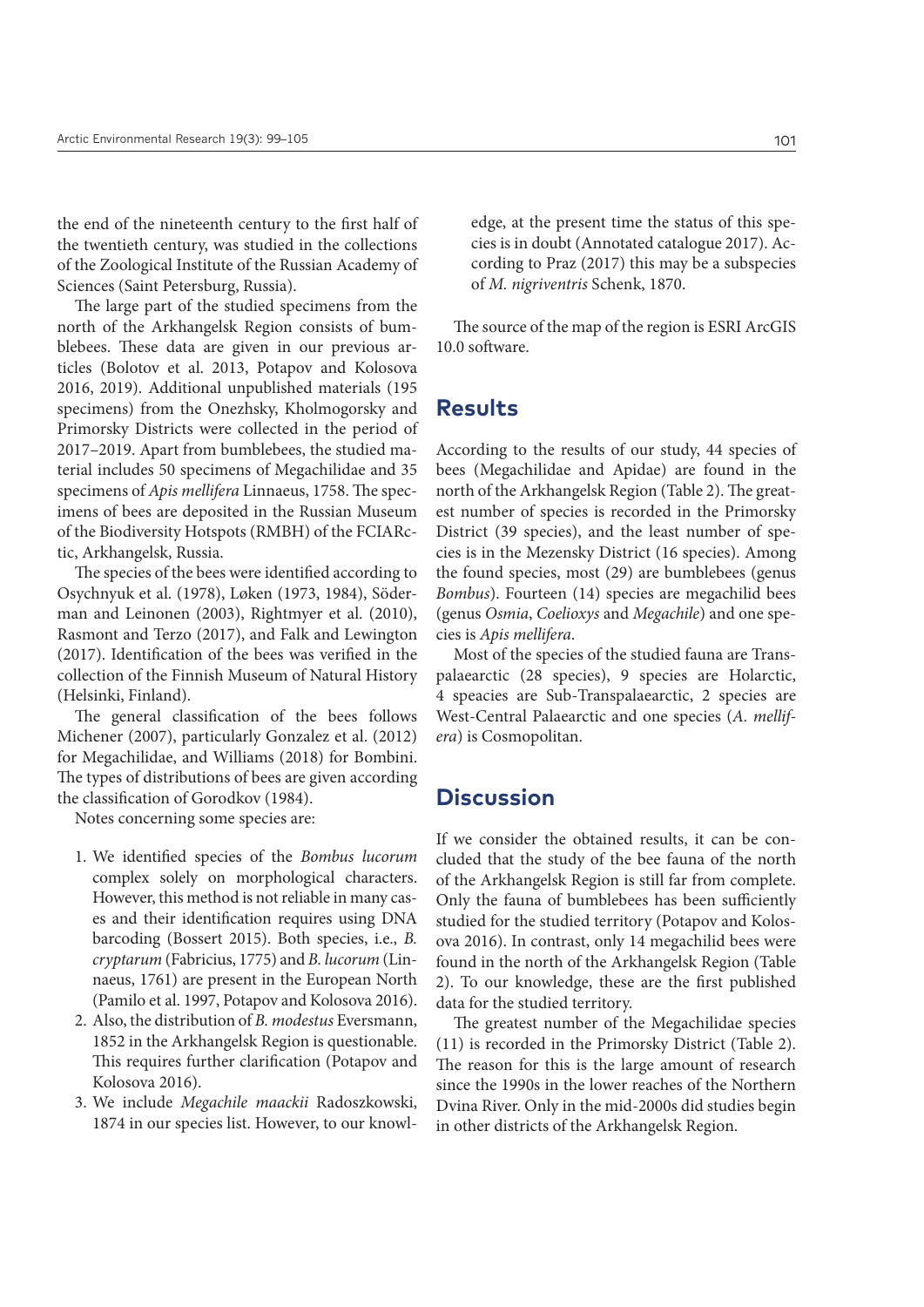the end of the nineteenth century to the first half of the twentieth century, was studied in the collections of the Zoological Institute of the Russian Academy of Sciences (Saint Petersburg, Russia).

The large part of the studied specimens from the north of the Arkhangelsk Region consists of bumblebees. These data are given in our previous articles (Bolotov et al. 2013, Potapov and Kolosova 2016, 2019). Additional unpublished materials (195 specimens) from the Onezhsky, Kholmogorsky and Primorsky Districts were collected in the period of 2017–2019. Apart from bumblebees, the studied material includes 50 specimens of Megachilidae and 35 specimens of *Apis mellifera* Linnaeus, 1758. The specimens of bees are deposited in the Russian Museum of the Biodiversity Hotspots (RMBH) of the FCIARctic, Arkhangelsk, Russia.

The species of the bees were identified according to Osychnyuk et al. (1978), Løken (1973, 1984), Söderman and Leinonen (2003), Rightmyer et al. (2010), Rasmont and Terzo (2017), and Falk and Lewington (2017). Identification of the bees was verified in the collection of the Finnish Museum of Natural History (Helsinki, Finland).

The general classification of the bees follows Michener (2007), particularly Gonzalez et al. (2012) for Megachilidae, and Williams (2018) for Bombini. The types of distributions of bees are given according the classification of Gorodkov (1984).

Notes concerning some species are:

1. We identified species of the *Bombus lucorum* complex solely on morphological characters. However, this method is not reliable in many cases and their identification requires using DNA barcoding (Bossert 2015). Both species, i.e., *B. cryptarum* (Fabricius, 1775) and *B. lucorum* (Linnaeus, 1761) are present in the European North (Pamilo et al. 1997, Potapov and Kolosova 2016).
2. Also, the distribution of *B. modestus* Eversmann, 1852 in the Arkhangelsk Region is questionable. This requires further clarification (Potapov and Kolosova 2016).
3. We include *Megachile maackii* Radoszkowski, 1874 in our species list. However, to our knowledge, at the present time the status of this species is in doubt (Annotated catalogue 2017). According to Praz (2017) this may be a subspecies of *M. nigriventris* Schenk, 1870.

The source of the map of the region is ESRI ArcGIS 10.0 software.

## Results

According to the results of our study, 44 species of bees (Megachilidae and Apidae) are found in the north of the Arkhangelsk Region (Table 2). The greatest number of species is recorded in the Primorsky District (39 species), and the least number of species is in the Mezensky District (16 species). Among the found species, most (29) are bumblebees (genus *Bombus*). Fourteen (14) species are megachilid bees (genus *Osmia*, *Coelioxys* and *Megachile*) and one species is *Apis mellifera*.

Most of the species of the studied fauna are Transpalaearctic (28 species), 9 species are Holarctic, 4 speacies are Sub-Transpalaearctic, 2 species are West-Central Palaearctic and one species (*A. mellifera*) is Cosmopolitan.

## Discussion

If we consider the obtained results, it can be concluded that the study of the bee fauna of the north of the Arkhangelsk Region is still far from complete. Only the fauna of bumblebees has been sufficiently studied for the studied territory (Potapov and Kolosova 2016). In contrast, only 14 megachilid bees were found in the north of the Arkhangelsk Region (Table 2). To our knowledge, these are the first published data for the studied territory.

The greatest number of the Megachilidae species (11) is recorded in the Primorsky District (Table 2). The reason for this is the large amount of research since the 1990s in the lower reaches of the Northern Dvina River. Only in the mid-2000s did studies begin in other districts of the Arkhangelsk Region.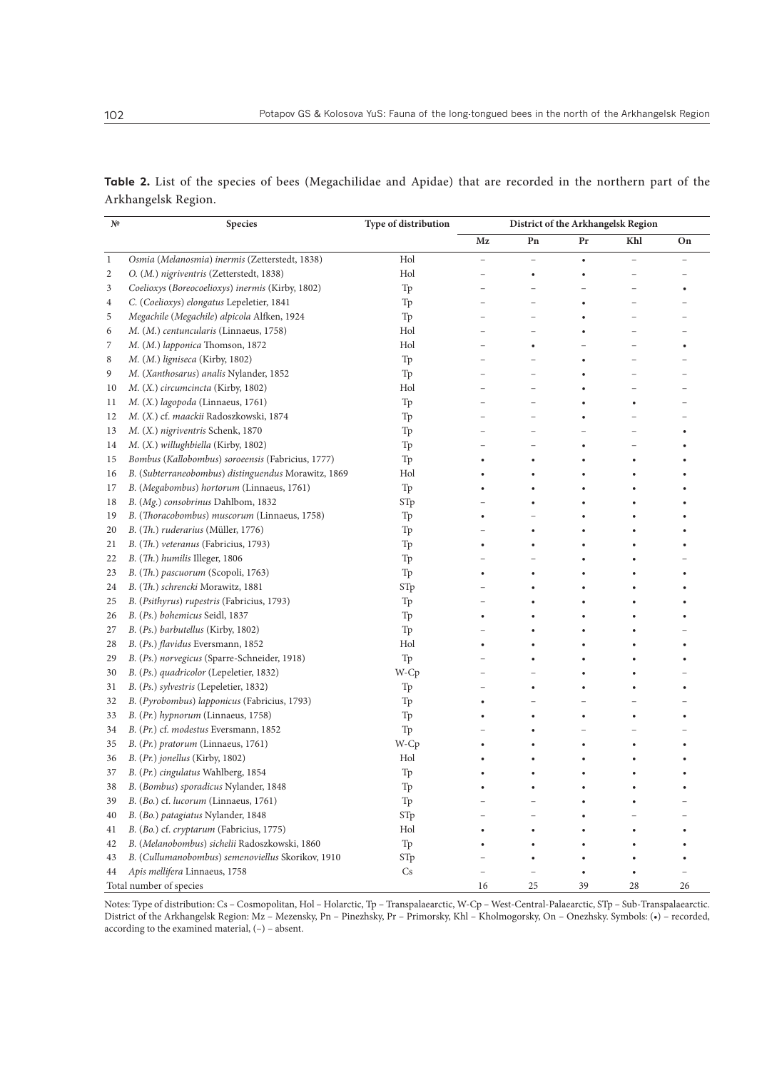**Table 2.** List of the species of bees (Megachilidae and Apidae) that are recorded in the northern part of the Arkhangelsk Region.

| № | Species | Type of distribution | District of the Arkhangelsk Region | | | | |
|---|---|---|---|---|---|---|---|
| | | | Mz | Pn | Pr | Khl | On |
| 1 | *Osmia* (*Melanosmia*) *inermis* (Zetterstedt, 1838) | Hol | – | – | • | – | – |
| 2 | *O.* (*M.*) *nigriventris* (Zetterstedt, 1838) | Hol | – | • | • | – | – |
| 3 | *Coelioxys* (*Boreocoelioxys*) *inermis* (Kirby, 1802) | Tp | – | – | – | – | • |
| 4 | *C.* (*Coelioxys*) *elongatus* Lepeletier, 1841 | Tp | – | – | • | – | – |
| 5 | *Megachile* (*Megachile*) *alpicola* Alfken, 1924 | Tp | – | – | • | – | – |
| 6 | *M.* (*M.*) *centuncularis* (Linnaeus, 1758) | Hol | – | – | • | – | – |
| 7 | *M.* (*M.*) *lapponica* Thomson, 1872 | Hol | – | • | – | – | • |
| 8 | *M.* (*M.*) *ligniseca* (Kirby, 1802) | Tp | – | – | • | – | – |
| 9 | *M.* (*Xanthosarus*) *analis* Nylander, 1852 | Tp | – | – | • | – | – |
| 10 | *M.* (*X.*) *circumcincta* (Kirby, 1802) | Hol | – | – | • | – | – |
| 11 | *M.* (*X.*) *lagopoda* (Linnaeus, 1761) | Tp | – | – | • | • | – |
| 12 | *M.* (*X.*) cf. *maackii* Radoszkowski, 1874 | Tp | – | – | • | – | – |
| 13 | *M.* (*X.*) *nigriventris* Schenk, 1870 | Tp | – | – | – | – | • |
| 14 | *M.* (*X.*) *willughbiella* (Kirby, 1802) | Tp | – | – | • | – | • |
| 15 | *Bombus* (*Kallobombus*) *soroeensis* (Fabricius, 1777) | Tp | • | • | • | • | • |
| 16 | *B.* (*Subterraneobombus*) *distinguendus* Morawitz, 1869 | Hol | • | • | • | • | • |
| 17 | *B.* (*Megabombus*) *hortorum* (Linnaeus, 1761) | Tp | • | • | • | • | • |
| 18 | *B.* (*Mg.*) *consobrinus* Dahlbom, 1832 | STp | – | • | • | • | • |
| 19 | *B.* (*Thoracobombus*) *muscorum* (Linnaeus, 1758) | Tp | • | – | • | • | • |
| 20 | *B.* (*Th.*) *ruderarius* (Müller, 1776) | Tp | – | • | • | • | • |
| 21 | *B.* (*Th.*) *veteranus* (Fabricius, 1793) | Tp | • | • | • | • | • |
| 22 | *B.* (*Th.*) *humilis* Illeger, 1806 | Tp | – | – | • | • | – |
| 23 | *B.* (*Th.*) *pascuorum* (Scopoli, 1763) | Tp | • | • | • | • | • |
| 24 | *B.* (*Th.*) *schrencki* Morawitz, 1881 | STp | – | • | • | • | • |
| 25 | *B.* (*Psithyrus*) *rupestris* (Fabricius, 1793) | Tp | – | • | • | • | • |
| 26 | *B.* (*Ps.*) *bohemicus* Seidl, 1837 | Tp | • | • | • | • | • |
| 27 | *B.* (*Ps.*) *barbutellus* (Kirby, 1802) | Tp | – | • | • | • | – |
| 28 | *B.* (*Ps.*) *flavidus* Eversmann, 1852 | Hol | • | • | • | • | • |
| 29 | *B.* (*Ps.*) *norvegicus* (Sparre-Schneider, 1918) | Tp | – | • | • | • | • |
| 30 | *B.* (*Ps.*) *quadricolor* (Lepeletier, 1832) | W-Cp | – | – | • | • | – |
| 31 | *B.* (*Ps.*) *sylvestris* (Lepeletier, 1832) | Tp | – | • | • | • | • |
| 32 | *B.* (*Pyrobombus*) *lapponicus* (Fabricius, 1793) | Tp | • | – | – | – | – |
| 33 | *B.* (*Pr.*) *hypnorum* (Linnaeus, 1758) | Tp | • | • | • | • | • |
| 34 | *B.* (*Pr.*) cf. *modestus* Eversmann, 1852 | Tp | – | • | – | – | – |
| 35 | *B.* (*Pr.*) *pratorum* (Linnaeus, 1761) | W-Cp | • | • | • | • | • |
| 36 | *B.* (*Pr.*) *jonellus* (Kirby, 1802) | Hol | • | • | • | • | • |
| 37 | *B.* (*Pr.*) *cingulatus* Wahlberg, 1854 | Tp | • | • | • | • | • |
| 38 | *B.* (*Bombus*) *sporadicus* Nylander, 1848 | Tp | • | • | • | • | • |
| 39 | *B.* (*Bo.*) cf. *lucorum* (Linnaeus, 1761) | Tp | – | – | • | • | – |
| 40 | *B.* (*Bo.*) *patagiatus* Nylander, 1848 | STp | – | – | • | – | – |
| 41 | *B.* (*Bo.*) cf. *cryptarum* (Fabricius, 1775) | Hol | • | • | • | • | • |
| 42 | *B.* (*Melanobombus*) *sichelii* Radoszkowski, 1860 | Tp | • | • | • | • | • |
| 43 | *B.* (*Cullumanobombus*) *semenoviellus* Skorikov, 1910 | STp | – | • | • | • | • |
| 44 | *Apis mellifera* Linnaeus, 1758 | Cs | – | – | • | • | – |
| | Total number of species | | 16 | 25 | 39 | 28 | 26 |

Notes: Type of distribution: Cs – Cosmopolitan, Hol – Holarctic, Tp – Transpalaearctic, W-Cp – West-Central-Palaearctic, STp – Sub-Transpalaearctic. District of the Arkhangelsk Region: Mz – Mezensky, Pn – Pinezhsky, Pr – Primorsky, Khl – Kholmogorsky, On – Onezhsky. Symbols: (•) – recorded, according to the examined material, (–) – absent.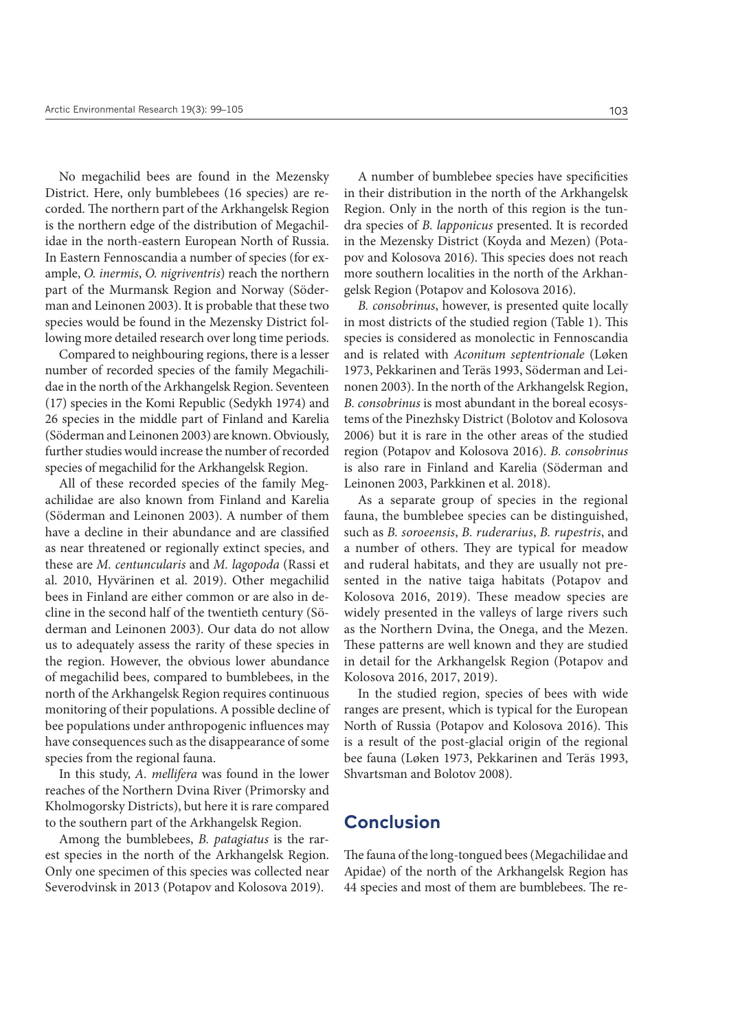No megachilid bees are found in the Mezensky District. Here, only bumblebees (16 species) are recorded. The northern part of the Arkhangelsk Region is the northern edge of the distribution of Megachilidae in the north-eastern European North of Russia. In Eastern Fennoscandia a number of species (for example, *O. inermis*, *O. nigriventris*) reach the northern part of the Murmansk Region and Norway (Söderman and Leinonen 2003). It is probable that these two species would be found in the Mezensky District following more detailed research over long time periods.

Compared to neighbouring regions, there is a lesser number of recorded species of the family Megachilidae in the north of the Arkhangelsk Region. Seventeen (17) species in the Komi Republic (Sedykh 1974) and 26 species in the middle part of Finland and Karelia (Söderman and Leinonen 2003) are known. Obviously, further studies would increase the number of recorded species of megachilid for the Arkhangelsk Region.

All of these recorded species of the family Megachilidae are also known from Finland and Karelia (Söderman and Leinonen 2003). A number of them have a decline in their abundance and are classified as near threatened or regionally extinct species, and these are *M. centuncularis* and *M. lagopoda* (Rassi et al. 2010, Hyvärinen et al. 2019). Other megachilid bees in Finland are either common or are also in decline in the second half of the twentieth century (Söderman and Leinonen 2003). Our data do not allow us to adequately assess the rarity of these species in the region. However, the obvious lower abundance of megachilid bees, compared to bumblebees, in the north of the Arkhangelsk Region requires continuous monitoring of their populations. A possible decline of bee populations under anthropogenic influences may have consequences such as the disappearance of some species from the regional fauna.

In this study, *A. mellifera* was found in the lower reaches of the Northern Dvina River (Primorsky and Kholmogorsky Districts), but here it is rare compared to the southern part of the Arkhangelsk Region.

Among the bumblebees, *B. patagiatus* is the rarest species in the north of the Arkhangelsk Region. Only one specimen of this species was collected near Severodvinsk in 2013 (Potapov and Kolosova 2019).

A number of bumblebee species have specificities in their distribution in the north of the Arkhangelsk Region. Only in the north of this region is the tundra species of *B. lapponicus* presented. It is recorded in the Mezensky District (Koyda and Mezen) (Potapov and Kolosova 2016). This species does not reach more southern localities in the north of the Arkhangelsk Region (Potapov and Kolosova 2016).

*B. consobrinus*, however, is presented quite locally in most districts of the studied region (Table 1). This species is considered as monolectic in Fennoscandia and is related with *Aconitum septentrionale* (Løken 1973, Pekkarinen and Teräs 1993, Söderman and Leinonen 2003). In the north of the Arkhangelsk Region, *B. consobrinus* is most abundant in the boreal ecosystems of the Pinezhsky District (Bolotov and Kolosova 2006) but it is rare in the other areas of the studied region (Potapov and Kolosova 2016). *B. consobrinus* is also rare in Finland and Karelia (Söderman and Leinonen 2003, Parkkinen et al. 2018).

As a separate group of species in the regional fauna, the bumblebee species can be distinguished, such as *B. soroeensis*, *B. ruderarius*, *B. rupestris*, and a number of others. They are typical for meadow and ruderal habitats, and they are usually not presented in the native taiga habitats (Potapov and Kolosova 2016, 2019). These meadow species are widely presented in the valleys of large rivers such as the Northern Dvina, the Onega, and the Mezen. These patterns are well known and they are studied in detail for the Arkhangelsk Region (Potapov and Kolosova 2016, 2017, 2019).

In the studied region, species of bees with wide ranges are present, which is typical for the European North of Russia (Potapov and Kolosova 2016). This is a result of the post-glacial origin of the regional bee fauna (Løken 1973, Pekkarinen and Teräs 1993, Shvartsman and Bolotov 2008).

## Conclusion

The fauna of the long-tongued bees (Megachilidae and Apidae) of the north of the Arkhangelsk Region has 44 species and most of them are bumblebees. The re-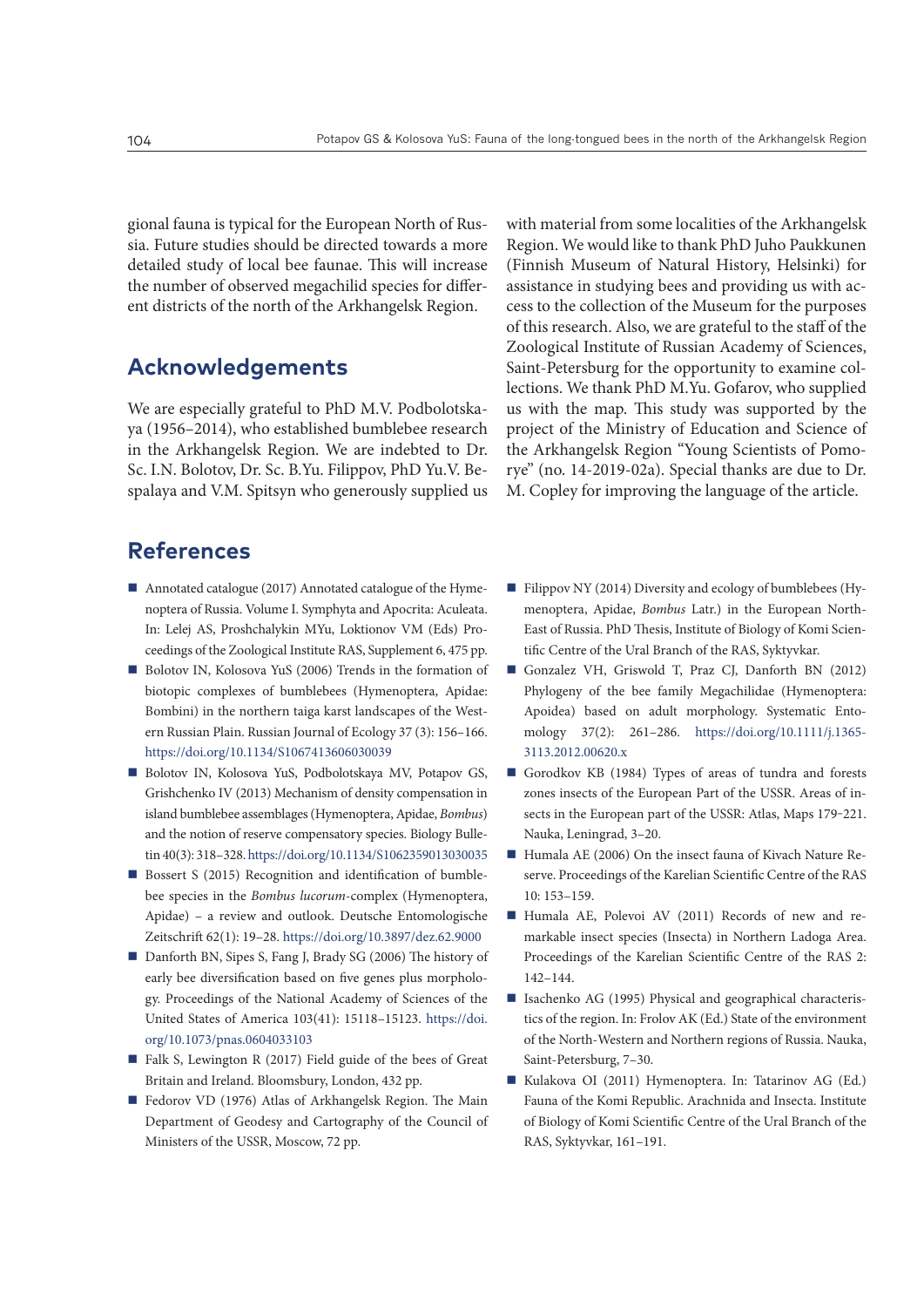gional fauna is typical for the European North of Russia. Future studies should be directed towards a more detailed study of local bee faunae. This will increase the number of observed megachilid species for different districts of the north of the Arkhangelsk Region.

## Acknowledgements

We are especially grateful to PhD M.V. Podbolotskaya (1956–2014), who established bumblebee research in the Arkhangelsk Region. We are indebted to Dr. Sc. I.N. Bolotov, Dr. Sc. B.Yu. Filippov, PhD Yu.V. Bespalaya and V.M. Spitsyn who generously supplied us with material from some localities of the Arkhangelsk Region. We would like to thank PhD Juho Paukkunen (Finnish Museum of Natural History, Helsinki) for assistance in studying bees and providing us with access to the collection of the Museum for the purposes of this research. Also, we are grateful to the staff of the Zoological Institute of Russian Academy of Sciences, Saint-Petersburg for the opportunity to examine collections. We thank PhD M.Yu. Gofarov, who supplied us with the map. This study was supported by the project of the Ministry of Education and Science of the Arkhangelsk Region "Young Scientists of Pomorye" (no. 14-2019-02a). Special thanks are due to Dr. M. Copley for improving the language of the article.

## References

- Annotated catalogue (2017) Annotated catalogue of the Hymenoptera of Russia. Volume I. Symphyta and Apocrita: Aculeata. In: Lelej AS, Proshchalykin MYu, Loktionov VM (Eds) Proceedings of the Zoological Institute RAS, Supplement 6, 475 pp.
- Bolotov IN, Kolosova YuS (2006) Trends in the formation of biotopic complexes of bumblebees (Hymenoptera, Apidae: Bombini) in the northern taiga karst landscapes of the Western Russian Plain. Russian Journal of Ecology 37 (3): 156–166. https://doi.org/10.1134/S1067413606030039
- Bolotov IN, Kolosova YuS, Podbolotskaya MV, Potapov GS, Grishchenko IV (2013) Mechanism of density compensation in island bumblebee assemblages (Hymenoptera, Apidae, *Bombus*) and the notion of reserve compensatory species. Biology Bulletin 40(3): 318–328. https://doi.org/10.1134/S1062359013030035
- Bossert S (2015) Recognition and identification of bumblebee species in the *Bombus lucorum*-complex (Hymenoptera, Apidae) – a review and outlook. Deutsche Entomologische Zeitschrift 62(1): 19–28. https://doi.org/10.3897/dez.62.9000
- Danforth BN, Sipes S, Fang J, Brady SG (2006) The history of early bee diversification based on five genes plus morphology. Proceedings of the National Academy of Sciences of the United States of America 103(41): 15118–15123. https://doi.org/10.1073/pnas.0604033103
- Falk S, Lewington R (2017) Field guide of the bees of Great Britain and Ireland. Bloomsbury, London, 432 pp.
- Fedorov VD (1976) Atlas of Arkhangelsk Region. The Main Department of Geodesy and Cartography of the Council of Ministers of the USSR, Moscow, 72 pp.
- Filippov NY (2014) Diversity and ecology of bumblebees (Hymenoptera, Apidae, *Bombus* Latr.) in the European North-East of Russia. PhD Thesis, Institute of Biology of Komi Scientific Centre of the Ural Branch of the RAS, Syktyvkar.
- Gonzalez VH, Griswold T, Praz CJ, Danforth BN (2012) Phylogeny of the bee family Megachilidae (Hymenoptera: Apoidea) based on adult morphology. Systematic Entomology 37(2): 261–286. https://doi.org/10.1111/j.1365-3113.2012.00620.x
- Gorodkov KB (1984) Types of areas of tundra and forests zones insects of the European Part of the USSR. Areas of insects in the European part of the USSR: Atlas, Maps 179-221. Nauka, Leningrad, 3–20.
- Humala AE (2006) On the insect fauna of Kivach Nature Reserve. Proceedings of the Karelian Scientific Centre of the RAS 10: 153–159.
- Humala AE, Polevoi AV (2011) Records of new and remarkable insect species (Insecta) in Northern Ladoga Area. Proceedings of the Karelian Scientific Centre of the RAS 2: 142–144.
- Isachenko AG (1995) Physical and geographical characteristics of the region. In: Frolov AK (Ed.) State of the environment of the North-Western and Northern regions of Russia. Nauka, Saint-Petersburg, 7–30.
- Kulakova OI (2011) Hymenoptera. In: Tatarinov AG (Ed.) Fauna of the Komi Republic. Arachnida and Insecta. Institute of Biology of Komi Scientific Centre of the Ural Branch of the RAS, Syktyvkar, 161–191.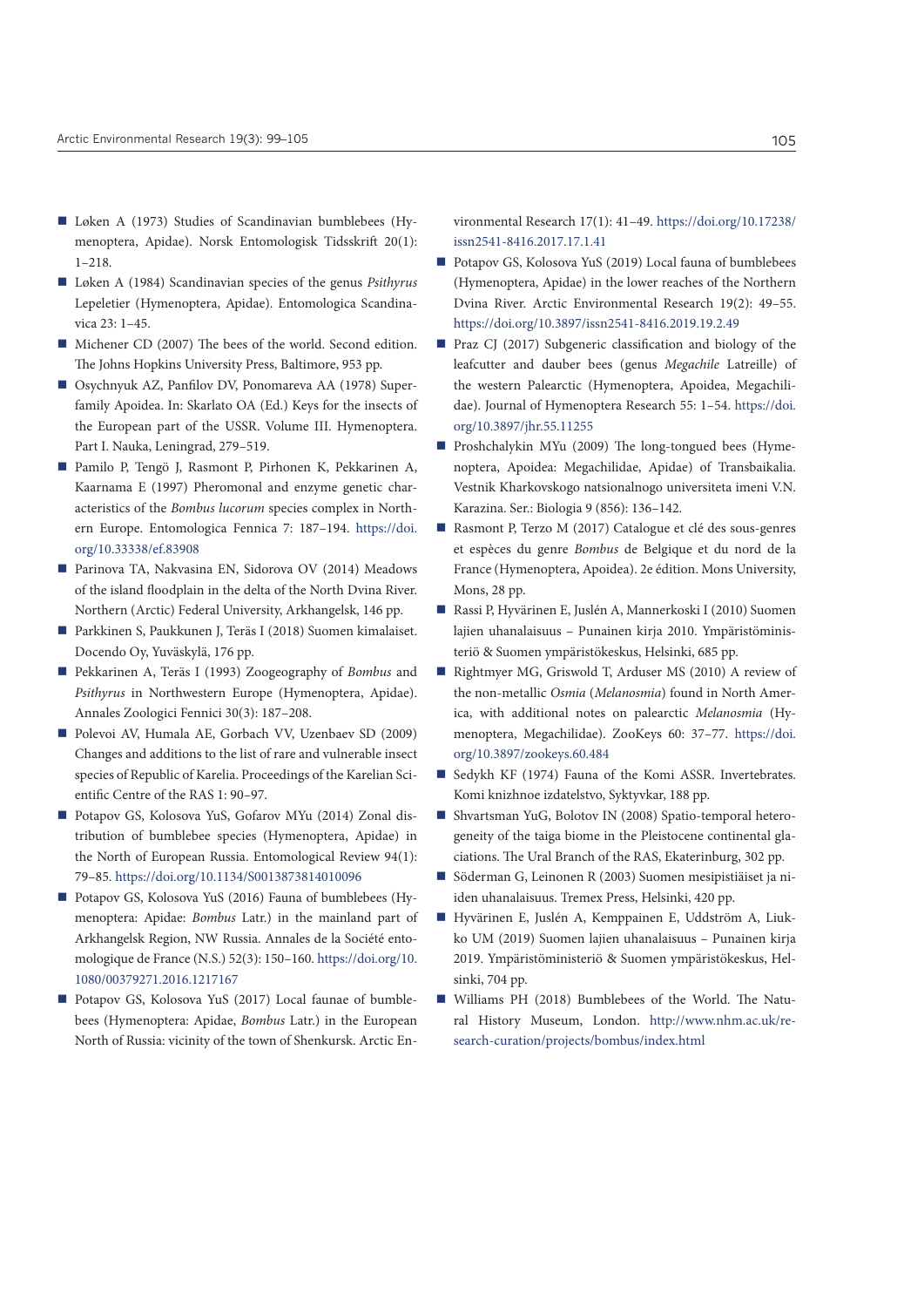- Løken A (1973) Studies of Scandinavian bumblebees (Hymenoptera, Apidae). Norsk Entomologisk Tidsskrift 20(1): 1–218.
- Løken A (1984) Scandinavian species of the genus *Psithyrus* Lepeletier (Hymenoptera, Apidae). Entomologica Scandinavica 23: 1–45.
- Michener CD (2007) The bees of the world. Second edition. The Johns Hopkins University Press, Baltimore, 953 pp.
- Osychnyuk AZ, Panfilov DV, Ponomareva AA (1978) Superfamily Apoidea. In: Skarlato OA (Ed.) Keys for the insects of the European part of the USSR. Volume III. Hymenoptera. Part I. Nauka, Leningrad, 279–519.
- Pamilo P, Tengö J, Rasmont P, Pirhonen K, Pekkarinen A, Kaarnama E (1997) Pheromonal and enzyme genetic characteristics of the *Bombus lucorum* species complex in Northern Europe. Entomologica Fennica 7: 187–194. https://doi.org/10.33338/ef.83908
- Parinova TA, Nakvasina EN, Sidorova OV (2014) Meadows of the island floodplain in the delta of the North Dvina River. Northern (Arctic) Federal University, Arkhangelsk, 146 pp.
- Parkkinen S, Paukkunen J, Teräs I (2018) Suomen kimalaiset. Docendo Oy, Yuväskylä, 176 pp.
- Pekkarinen A, Teräs I (1993) Zoogeography of *Bombus* and *Psithyrus* in Northwestern Europe (Hymenoptera, Apidae). Annales Zoologici Fennici 30(3): 187–208.
- Polevoi AV, Humala AE, Gorbach VV, Uzenbaev SD (2009) Changes and additions to the list of rare and vulnerable insect species of Republic of Karelia. Proceedings of the Karelian Scientific Centre of the RAS 1: 90–97.
- Potapov GS, Kolosova YuS, Gofarov MYu (2014) Zonal distribution of bumblebee species (Hymenoptera, Apidae) in the North of European Russia. Entomological Review 94(1): 79–85. https://doi.org/10.1134/S0013873814010096
- Potapov GS, Kolosova YuS (2016) Fauna of bumblebees (Hymenoptera: Apidae: *Bombus* Latr.) in the mainland part of Arkhangelsk Region, NW Russia. Annales de la Société entomologique de France (N.S.) 52(3): 150–160. https://doi.org/10.1080/00379271.2016.1217167
- Potapov GS, Kolosova YuS (2017) Local faunae of bumblebees (Hymenoptera: Apidae, *Bombus* Latr.) in the European North of Russia: vicinity of the town of Shenkursk. Arctic Environmental Research 17(1): 41–49. https://doi.org/10.17238/issn2541-8416.2017.17.1.41
- Potapov GS, Kolosova YuS (2019) Local fauna of bumblebees (Hymenoptera, Apidae) in the lower reaches of the Northern Dvina River. Arctic Environmental Research 19(2): 49–55. https://doi.org/10.3897/issn2541-8416.2019.19.2.49
- Praz CJ (2017) Subgeneric classification and biology of the leafcutter and dauber bees (genus *Megachile* Latreille) of the western Palearctic (Hymenoptera, Apoidea, Megachilidae). Journal of Hymenoptera Research 55: 1–54. https://doi.org/10.3897/jhr.55.11255
- Proshchalykin MYu (2009) The long-tongued bees (Hymenoptera, Apoidea: Megachilidae, Apidae) of Transbaikalia. Vestnik Kharkovskogo natsionalnogo universiteta imeni V.N. Karazina. Ser.: Biologia 9 (856): 136–142.
- Rasmont P, Terzo M (2017) Catalogue et clé des sous-genres et espèces du genre *Bombus* de Belgique et du nord de la France (Hymenoptera, Apoidea). 2e édition. Mons University, Mons, 28 pp.
- Rassi P, Hyvärinen E, Juslén A, Mannerkoski I (2010) Suomen lajien uhanalaisuus – Punainen kirja 2010. Ympäristöministeriö & Suomen ympäristökeskus, Helsinki, 685 pp.
- Rightmyer MG, Griswold T, Arduser MS (2010) A review of the non-metallic *Osmia* (*Melanosmia*) found in North America, with additional notes on palearctic *Melanosmia* (Hymenoptera, Megachilidae). ZooKeys 60: 37–77. https://doi.org/10.3897/zookeys.60.484
- Sedykh KF (1974) Fauna of the Komi ASSR. Invertebrates. Komi knizhnoe izdatelstvo, Syktyvkar, 188 pp.
- Shvartsman YuG, Bolotov IN (2008) Spatio-temporal heterogeneity of the taiga biome in the Pleistocene continental glaciations. The Ural Branch of the RAS, Ekaterinburg, 302 pp.
- Söderman G, Leinonen R (2003) Suomen mesipistiäiset ja niiden uhanalaisuus. Tremex Press, Helsinki, 420 pp.
- Hyvärinen E, Juslén A, Kemppainen E, Uddström A, Liukko UM (2019) Suomen lajien uhanalaisuus – Punainen kirja 2019. Ympäristöministeriö & Suomen ympäristökeskus, Helsinki, 704 pp.
- Williams PH (2018) Bumblebees of the World. The Natural History Museum, London. http://www.nhm.ac.uk/research-curation/projects/bombus/index.html